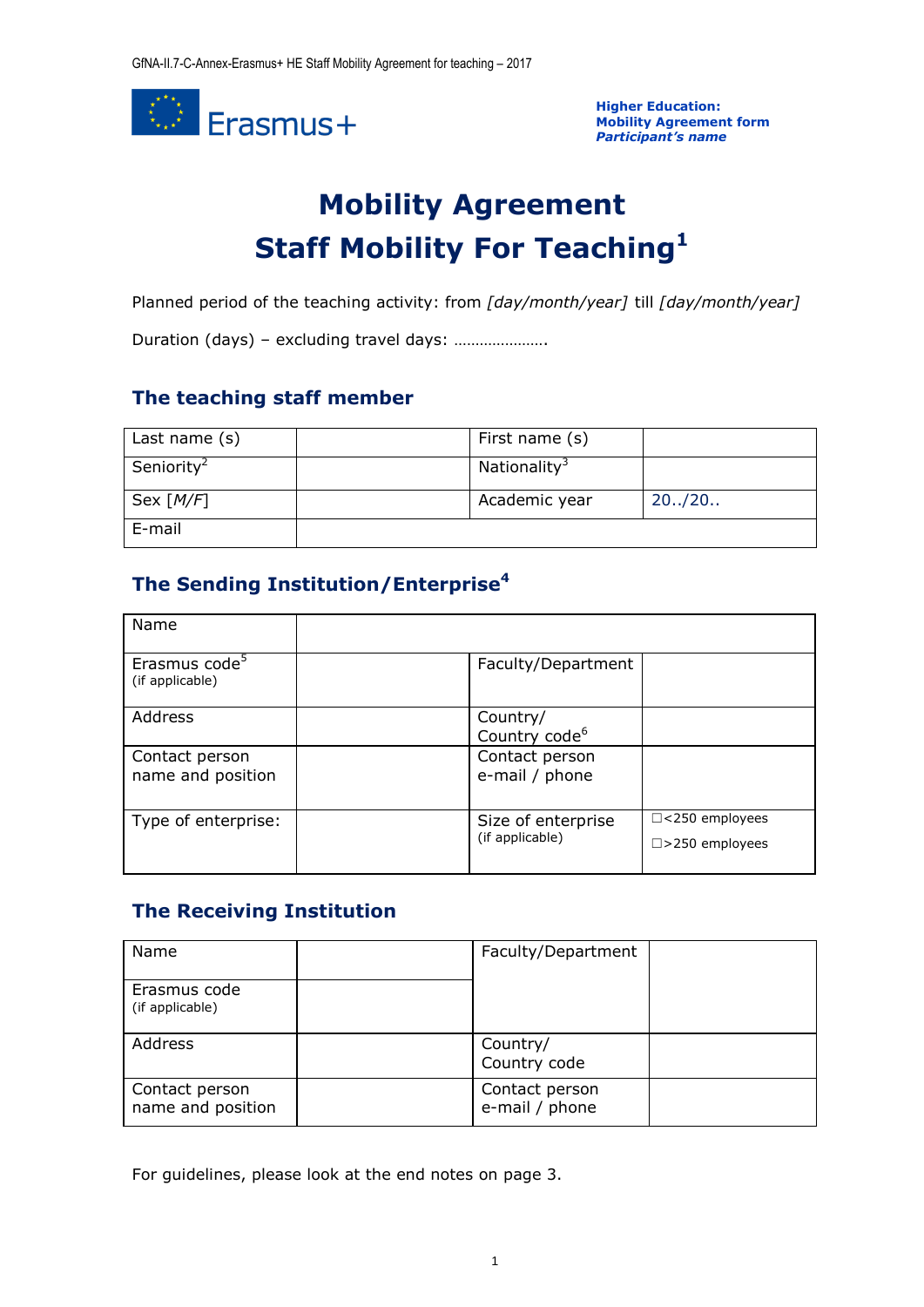**Higher Education:**
**Mobility Agreement form**
***Participant's name***

# Mobility Agreement
# Staff Mobility For Teaching[1]

Planned period of the teaching activity: from *[day/month/year]* till *[day/month/year]*

Duration (days) – excluding travel days: ………………….

## The teaching staff member

| Last name (s) | | First name (s) | |
|---|---|---|---|
| Seniority[2] | | Nationality[3] | |
| Sex *[M/F]* | | Academic year | 20../20.. |
| E-mail | | | |

## The Sending Institution/Enterprise[4]

| Name | | | |
|---|---|---|---|
| Erasmus code[5] (if applicable) | | Faculty/Department | |
| Address | | Country/ Country code[6] | |
| Contact person name and position | | Contact person e-mail / phone | |
| Type of enterprise: | | Size of enterprise (if applicable) | ☐<250 employees ☐>250 employees |

## The Receiving Institution

| Name | | Faculty/Department | |
|---|---|---|---|
| Erasmus code (if applicable) | | | |
| Address | | Country/ Country code | |
| Contact person name and position | | Contact person e-mail / phone | |

For guidelines, please look at the end notes on page 3.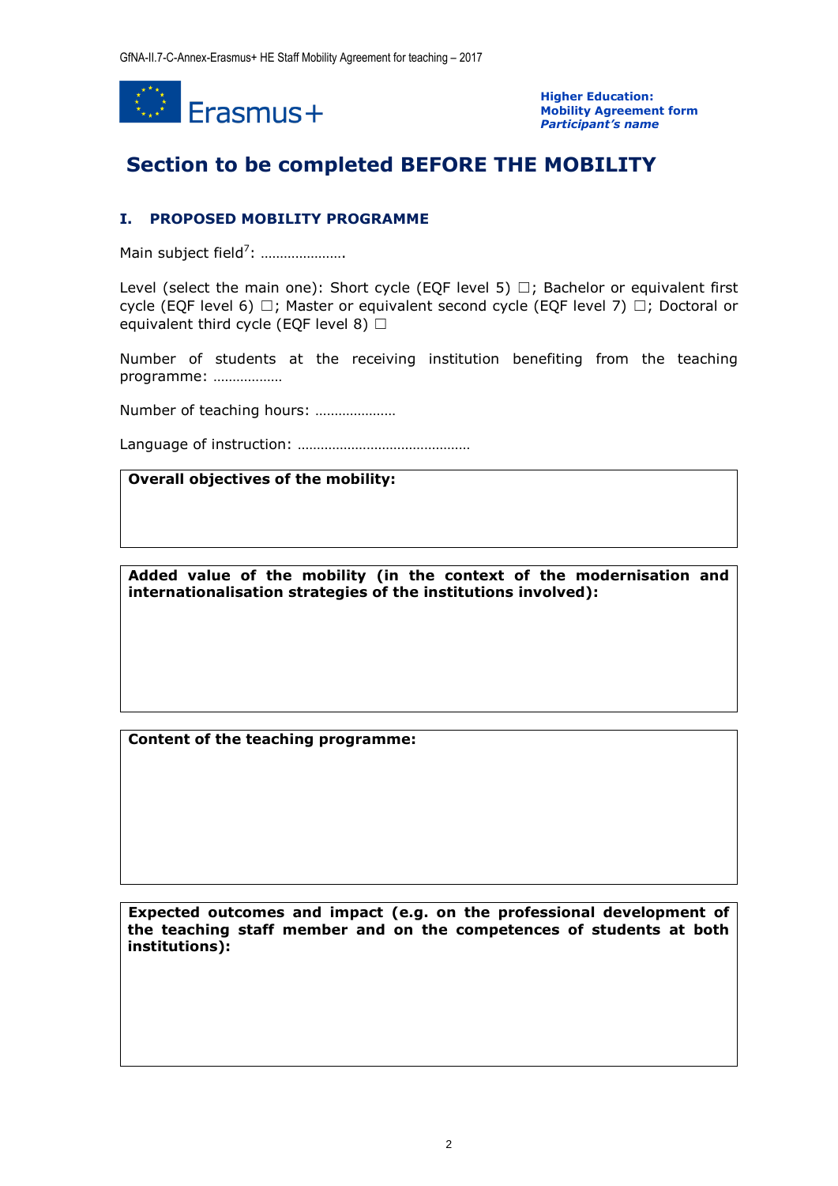# Section to be completed BEFORE THE MOBILITY

## I. PROPOSED MOBILITY PROGRAMME

Main subject field[7]: ………………….

Level (select the main one): Short cycle (EQF level 5) ☐; Bachelor or equivalent first cycle (EQF level 6) ☐; Master or equivalent second cycle (EQF level 7) ☐; Doctoral or equivalent third cycle (EQF level 8) ☐

Number of students at the receiving institution benefiting from the teaching programme: ………………

Number of teaching hours: …………………

Language of instruction: ………………………………………

| **Overall objectives of the mobility:** |
|---|
| |

| **Added value of the mobility (in the context of the modernisation and internationalisation strategies of the institutions involved):** |
|---|
| |

| **Content of the teaching programme:** |
|---|
| |

| **Expected outcomes and impact (e.g. on the professional development of the teaching staff member and on the competences of students at both institutions):** |
|---|
| |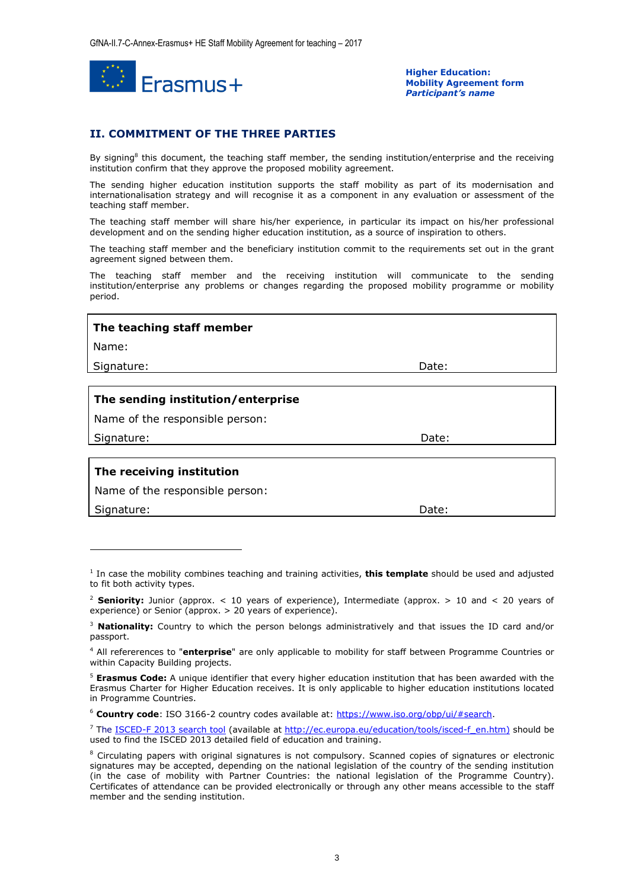**Higher Education:**
**Mobility Agreement form**
***Participant's name***

## II. COMMITMENT OF THE THREE PARTIES

By signing[8] this document, the teaching staff member, the sending institution/enterprise and the receiving institution confirm that they approve the proposed mobility agreement.

The sending higher education institution supports the staff mobility as part of its modernisation and internationalisation strategy and will recognise it as a component in any evaluation or assessment of the teaching staff member.

The teaching staff member will share his/her experience, in particular its impact on his/her professional development and on the sending higher education institution, as a source of inspiration to others.

The teaching staff member and the beneficiary institution commit to the requirements set out in the grant agreement signed between them.

The teaching staff member and the receiving institution will communicate to the sending institution/enterprise any problems or changes regarding the proposed mobility programme or mobility period.

**The teaching staff member**

Name:

Signature: Date:

**The sending institution/enterprise**

Name of the responsible person:

Signature: Date:

**The receiving institution**

Name of the responsible person:

Signature: Date:

---

[1] In case the mobility combines teaching and training activities, **this template** should be used and adjusted to fit both activity types.

[2] **Seniority:** Junior (approx. < 10 years of experience), Intermediate (approx. > 10 and < 20 years of experience) or Senior (approx. > 20 years of experience).

[3] **Nationality:** Country to which the person belongs administratively and that issues the ID card and/or passport.

[4] All refererences to "**enterprise**" are only applicable to mobility for staff between Programme Countries or within Capacity Building projects.

[5] **Erasmus Code:** A unique identifier that every higher education institution that has been awarded with the Erasmus Charter for Higher Education receives. It is only applicable to higher education institutions located in Programme Countries.

[6] **Country code**: ISO 3166-2 country codes available at: https://www.iso.org/obp/ui/#search.

[7] The ISCED-F 2013 search tool (available at http://ec.europa.eu/education/tools/isced-f_en.htm) should be used to find the ISCED 2013 detailed field of education and training.

[8] Circulating papers with original signatures is not compulsory. Scanned copies of signatures or electronic signatures may be accepted, depending on the national legislation of the country of the sending institution (in the case of mobility with Partner Countries: the national legislation of the Programme Country). Certificates of attendance can be provided electronically or through any other means accessible to the staff member and the sending institution.